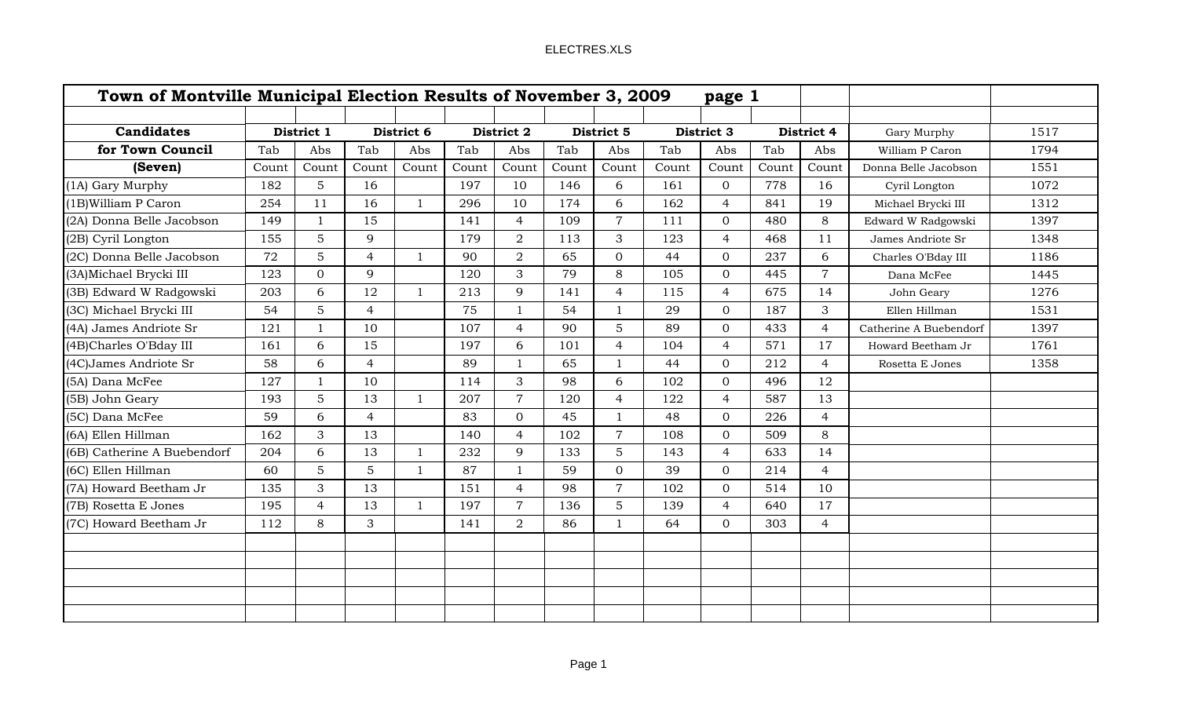| Town of Montville Municipal Election Results of November 3, 2009 page 1 | | | | | | | | | | | | | | |
|---|---|---|---|---|---|---|---|---|---|---|---|---|---|---|
| | | | | | | | | | | | | | | |
| **Candidates** | **District 1** | | **District 6** | | **District 2** | | **District 5** | | **District 3** | | **District 4** | | Gary Murphy | 1517 |
| **for Town Council** | Tab | Abs | Tab | Abs | Tab | Abs | Tab | Abs | Tab | Abs | Tab | Abs | William P Caron | 1794 |
| **(Seven)** | Count | Count | Count | Count | Count | Count | Count | Count | Count | Count | Count | Count | Donna Belle Jacobson | 1551 |
| (1A) Gary Murphy | 182 | 5 | 16 | | 197 | 10 | 146 | 6 | 161 | 0 | 778 | 16 | Cyril Longton | 1072 |
| (1B)William P Caron | 254 | 11 | 16 | 1 | 296 | 10 | 174 | 6 | 162 | 4 | 841 | 19 | Michael Brycki III | 1312 |
| (2A) Donna Belle Jacobson | 149 | 1 | 15 | | 141 | 4 | 109 | 7 | 111 | 0 | 480 | 8 | Edward W Radgowski | 1397 |
| (2B) Cyril Longton | 155 | 5 | 9 | | 179 | 2 | 113 | 3 | 123 | 4 | 468 | 11 | James Andriote Sr | 1348 |
| (2C) Donna Belle Jacobson | 72 | 5 | 4 | 1 | 90 | 2 | 65 | 0 | 44 | 0 | 237 | 6 | Charles O'Bday III | 1186 |
| (3A)Michael Brycki III | 123 | 0 | 9 | | 120 | 3 | 79 | 8 | 105 | 0 | 445 | 7 | Dana McFee | 1445 |
| (3B) Edward W Radgowski | 203 | 6 | 12 | 1 | 213 | 9 | 141 | 4 | 115 | 4 | 675 | 14 | John Geary | 1276 |
| (3C) Michael Brycki III | 54 | 5 | 4 | | 75 | 1 | 54 | 1 | 29 | 0 | 187 | 3 | Ellen Hillman | 1531 |
| (4A) James Andriote Sr | 121 | 1 | 10 | | 107 | 4 | 90 | 5 | 89 | 0 | 433 | 4 | Catherine A Buebendorf | 1397 |
| (4B)Charles O'Bday III | 161 | 6 | 15 | | 197 | 6 | 101 | 4 | 104 | 4 | 571 | 17 | Howard Beetham Jr | 1761 |
| (4C)James Andriote Sr | 58 | 6 | 4 | | 89 | 1 | 65 | 1 | 44 | 0 | 212 | 4 | Rosetta E Jones | 1358 |
| (5A) Dana McFee | 127 | 1 | 10 | | 114 | 3 | 98 | 6 | 102 | 0 | 496 | 12 | | |
| (5B) John Geary | 193 | 5 | 13 | 1 | 207 | 7 | 120 | 4 | 122 | 4 | 587 | 13 | | |
| (5C) Dana McFee | 59 | 6 | 4 | | 83 | 0 | 45 | 1 | 48 | 0 | 226 | 4 | | |
| (6A) Ellen Hillman | 162 | 3 | 13 | | 140 | 4 | 102 | 7 | 108 | 0 | 509 | 8 | | |
| (6B) Catherine A Buebendorf | 204 | 6 | 13 | 1 | 232 | 9 | 133 | 5 | 143 | 4 | 633 | 14 | | |
| (6C) Ellen Hillman | 60 | 5 | 5 | 1 | 87 | 1 | 59 | 0 | 39 | 0 | 214 | 4 | | |
| (7A) Howard Beetham Jr | 135 | 3 | 13 | | 151 | 4 | 98 | 7 | 102 | 0 | 514 | 10 | | |
| (7B) Rosetta E Jones | 195 | 4 | 13 | 1 | 197 | 7 | 136 | 5 | 139 | 4 | 640 | 17 | | |
| (7C) Howard Beetham Jr | 112 | 8 | 3 | | 141 | 2 | 86 | 1 | 64 | 0 | 303 | 4 | | |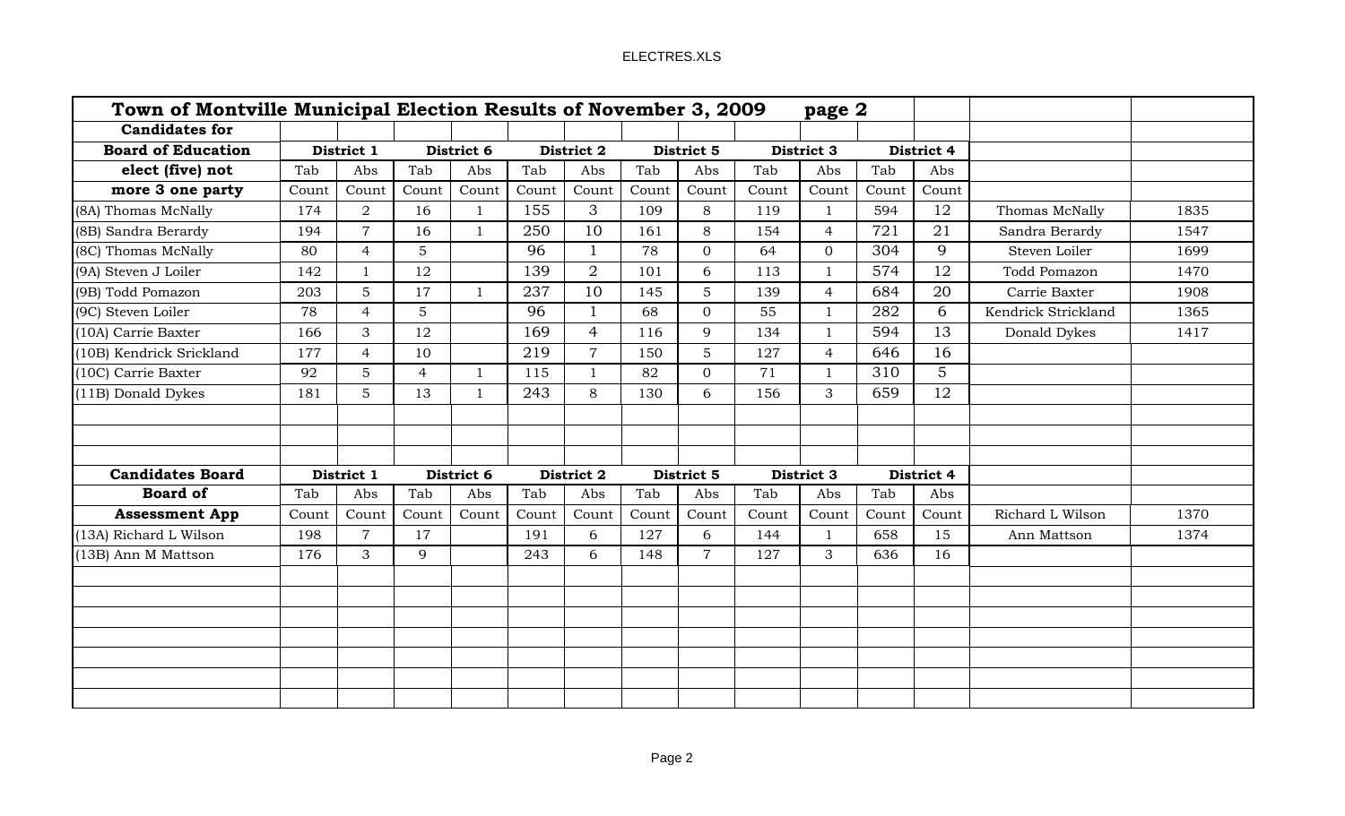| Town of Montville Municipal Election Results of November 3, 2009 | | | | | | | | | | page 2 | | | | |
|---|---|---|---|---|---|---|---|---|---|---|---|---|---|---|
| **Candidates for** | | | | | | | | | | | | | | |
| **Board of Education** | **District 1** | | **District 6** | | **District 2** | | **District 5** | | **District 3** | | **District 4** | | | |
| **elect (five) not** | Tab | Abs | Tab | Abs | Tab | Abs | Tab | Abs | Tab | Abs | Tab | Abs | | |
| **more 3 one party** | Count | Count | Count | Count | Count | Count | Count | Count | Count | Count | Count | Count | | |
| (8A) Thomas McNally | 174 | 2 | 16 | 1 | 155 | 3 | 109 | 8 | 119 | 1 | 594 | 12 | Thomas McNally | 1835 |
| (8B) Sandra Berardy | 194 | 7 | 16 | 1 | 250 | 10 | 161 | 8 | 154 | 4 | 721 | 21 | Sandra Berardy | 1547 |
| (8C) Thomas McNally | 80 | 4 | 5 | | 96 | 1 | 78 | 0 | 64 | 0 | 304 | 9 | Steven Loiler | 1699 |
| (9A) Steven J Loiler | 142 | 1 | 12 | | 139 | 2 | 101 | 6 | 113 | 1 | 574 | 12 | Todd Pomazon | 1470 |
| (9B) Todd Pomazon | 203 | 5 | 17 | 1 | 237 | 10 | 145 | 5 | 139 | 4 | 684 | 20 | Carrie Baxter | 1908 |
| (9C) Steven Loiler | 78 | 4 | 5 | | 96 | 1 | 68 | 0 | 55 | 1 | 282 | 6 | Kendrick Strickland | 1365 |
| (10A) Carrie Baxter | 166 | 3 | 12 | | 169 | 4 | 116 | 9 | 134 | 1 | 594 | 13 | Donald Dykes | 1417 |
| (10B) Kendrick Srickland | 177 | 4 | 10 | | 219 | 7 | 150 | 5 | 127 | 4 | 646 | 16 | | |
| (10C) Carrie Baxter | 92 | 5 | 4 | 1 | 115 | 1 | 82 | 0 | 71 | 1 | 310 | 5 | | |
| (11B) Donald Dykes | 181 | 5 | 13 | 1 | 243 | 8 | 130 | 6 | 156 | 3 | 659 | 12 | | |
| | | | | | | | | | | | | | | |
| | | | | | | | | | | | | | | |
| | | | | | | | | | | | | | | |
| **Candidates Board** | **District 1** | | **District 6** | | **District 2** | | **District 5** | | **District 3** | | **District 4** | | | |
| **Board of** | Tab | Abs | Tab | Abs | Tab | Abs | Tab | Abs | Tab | Abs | Tab | Abs | | |
| **Assessment App** | Count | Count | Count | Count | Count | Count | Count | Count | Count | Count | Count | Count | Richard L Wilson | 1370 |
| (13A) Richard L Wilson | 198 | 7 | 17 | | 191 | 6 | 127 | 6 | 144 | 1 | 658 | 15 | Ann Mattson | 1374 |
| (13B) Ann M Mattson | 176 | 3 | 9 | | 243 | 6 | 148 | 7 | 127 | 3 | 636 | 16 | | |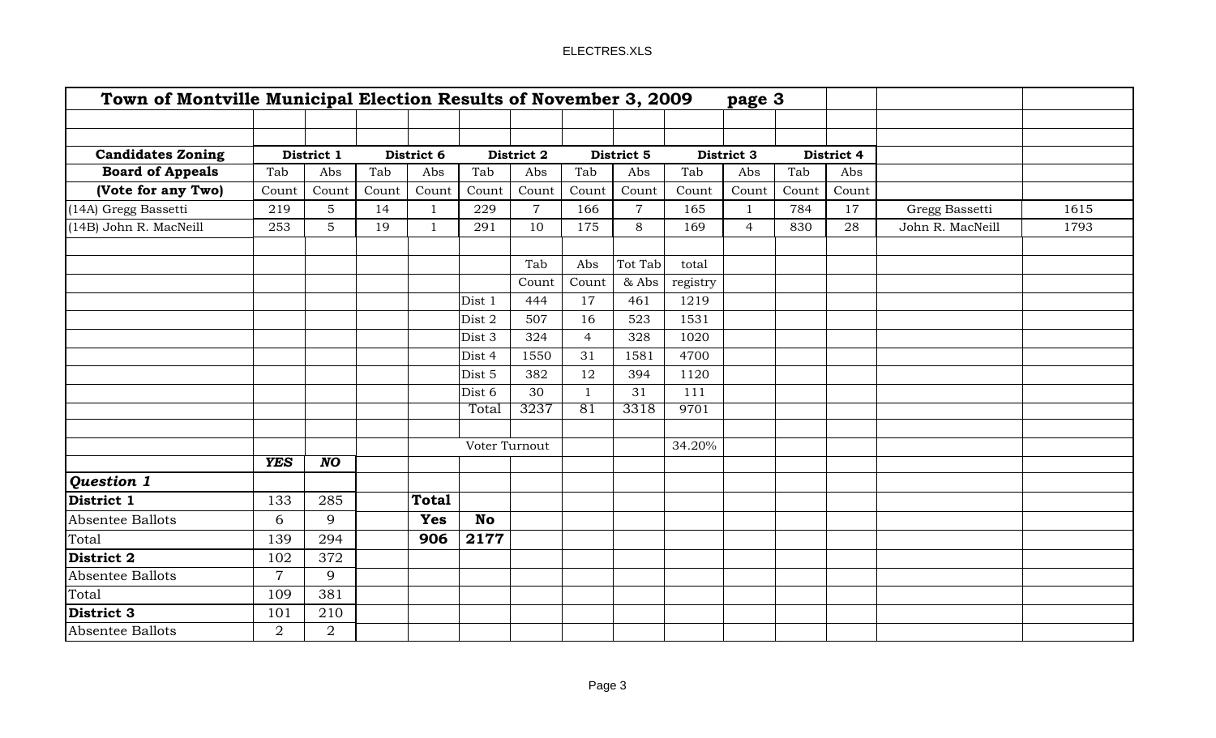## Town of Montville Municipal Election Results of November 3, 2009 page 3

| Candidates Zoning | District 1 | | District 6 | | District 2 | | District 5 | | District 3 | | District 4 | | | |
|---|---|---|---|---|---|---|---|---|---|---|---|---|---|---|
| **Board of Appeals** | Tab | Abs | Tab | Abs | Tab | Abs | Tab | Abs | Tab | Abs | Tab | Abs | | |
| **(Vote for any Two)** | Count | Count | Count | Count | Count | Count | Count | Count | Count | Count | Count | Count | | |
| (14A) Gregg Bassetti | 219 | 5 | 14 | 1 | 229 | 7 | 166 | 7 | 165 | 1 | 784 | 17 | Gregg Bassetti | 1615 |
| (14B) John R. MacNeill | 253 | 5 | 19 | 1 | 291 | 10 | 175 | 8 | 169 | 4 | 830 | 28 | John R. MacNeill | 1793 |

| | Tab Count | Abs Count | Tot Tab & Abs | total registry |
|---|---|---|---|---|
| Dist 1 | 444 | 17 | 461 | 1219 |
| Dist 2 | 507 | 16 | 523 | 1531 |
| Dist 3 | 324 | 4 | 328 | 1020 |
| Dist 4 | 1550 | 31 | 1581 | 4700 |
| Dist 5 | 382 | 12 | 394 | 1120 |
| Dist 6 | 30 | 1 | 31 | 111 |
| Total | 3237 | 81 | 3318 | 9701 |
| Voter Turnout | | | | 34.20% |

| ***Question 1*** | ***YES*** | ***NO*** |
|---|---|---|
| **District 1** | 133 | 285 |
| Absentee Ballots | 6 | 9 |
| Total | 139 | 294 |
| **District 2** | 102 | 372 |
| Absentee Ballots | 7 | 9 |
| Total | 109 | 381 |
| **District 3** | 101 | 210 |
| Absentee Ballots | 2 | 2 |

| **Total** | |
|---|---|
| **Yes** | **No** |
| **906** | **2177** |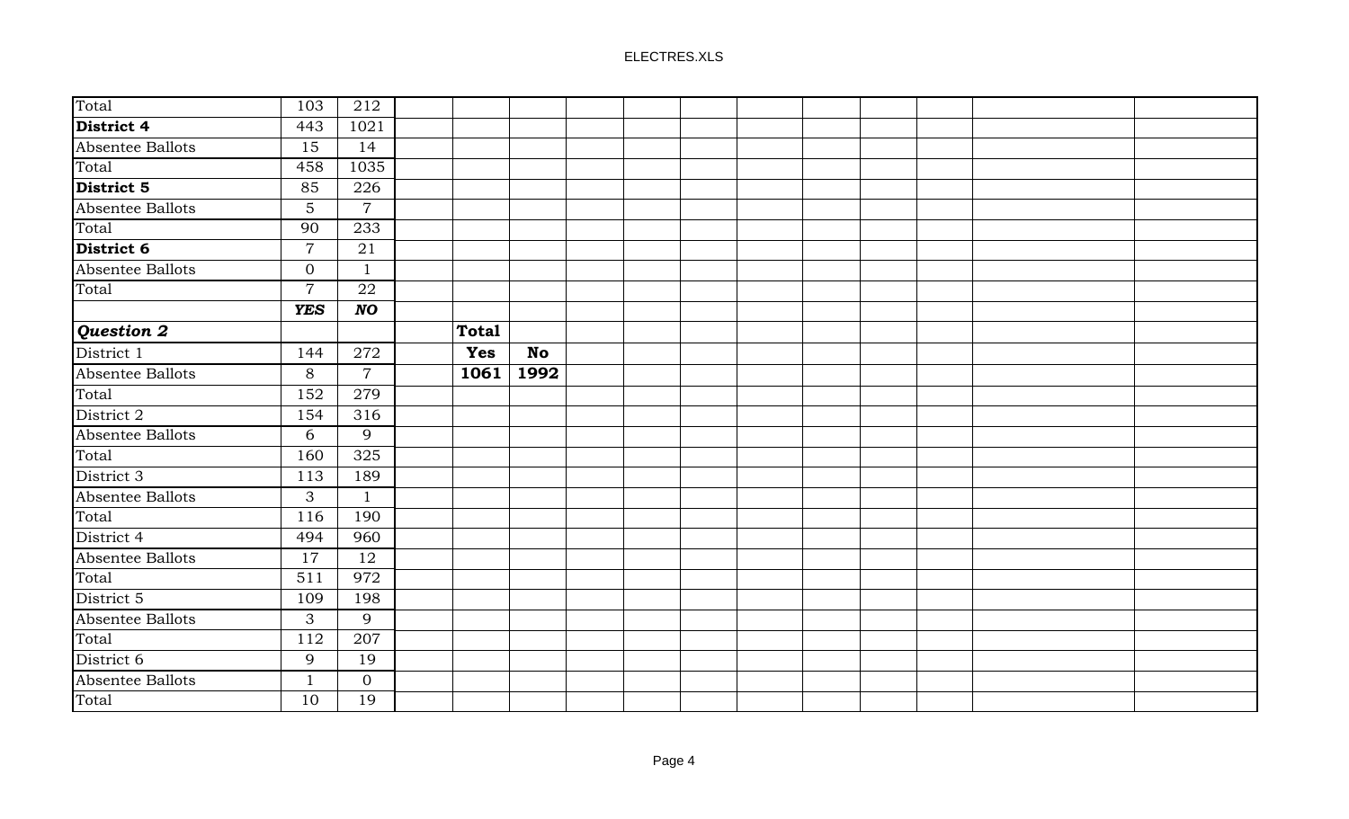| | | | | | | | | | | | | | | |
|---|---|---|---|---|---|---|---|---|---|---|---|---|---|---|
| Total | 103 | 212 | | | | | | | | | | | | |
| **District 4** | 443 | 1021 | | | | | | | | | | | | |
| Absentee Ballots | 15 | 14 | | | | | | | | | | | | |
| Total | 458 | 1035 | | | | | | | | | | | | |
| **District 5** | 85 | 226 | | | | | | | | | | | | |
| Absentee Ballots | 5 | 7 | | | | | | | | | | | | |
| Total | 90 | 233 | | | | | | | | | | | | |
| **District 6** | 7 | 21 | | | | | | | | | | | | |
| Absentee Ballots | 0 | 1 | | | | | | | | | | | | |
| Total | 7 | 22 | | | | | | | | | | | | |
| | ***YES*** | ***NO*** | | | | | | | | | | | | |
| ***Question 2*** | | | | **Total** | | | | | | | | | | |
| District 1 | 144 | 272 | | **Yes** | **No** | | | | | | | | | |
| Absentee Ballots | 8 | 7 | | **1061** | **1992** | | | | | | | | | |
| Total | 152 | 279 | | | | | | | | | | | | |
| District 2 | 154 | 316 | | | | | | | | | | | | |
| Absentee Ballots | 6 | 9 | | | | | | | | | | | | |
| Total | 160 | 325 | | | | | | | | | | | | |
| District 3 | 113 | 189 | | | | | | | | | | | | |
| Absentee Ballots | 3 | 1 | | | | | | | | | | | | |
| Total | 116 | 190 | | | | | | | | | | | | |
| District 4 | 494 | 960 | | | | | | | | | | | | |
| Absentee Ballots | 17 | 12 | | | | | | | | | | | | |
| Total | 511 | 972 | | | | | | | | | | | | |
| District 5 | 109 | 198 | | | | | | | | | | | | |
| Absentee Ballots | 3 | 9 | | | | | | | | | | | | |
| Total | 112 | 207 | | | | | | | | | | | | |
| District 6 | 9 | 19 | | | | | | | | | | | | |
| Absentee Ballots | 1 | 0 | | | | | | | | | | | | |
| Total | 10 | 19 | | | | | | | | | | | | |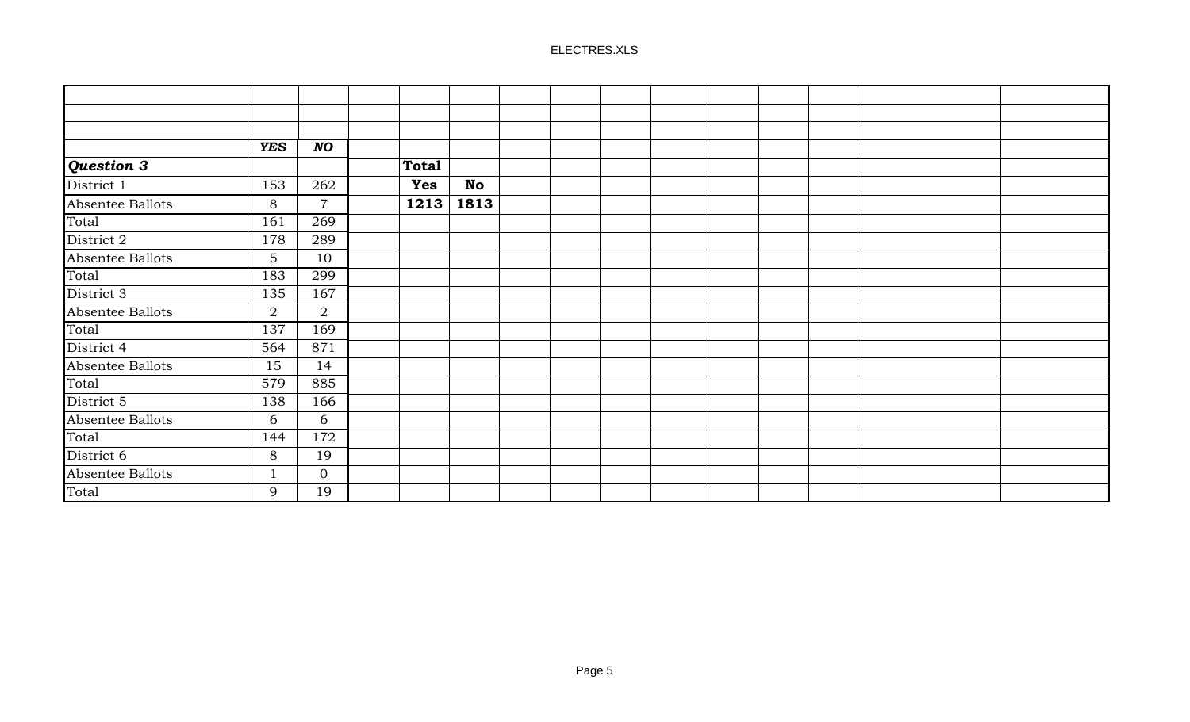| | YES | NO | | Total | |
|---|---|---|---|---|---|
| ***Question 3*** | | | | **Total** | |
| District 1 | 153 | 262 | | **Yes** | **No** |
| Absentee Ballots | 8 | 7 | | **1213** | **1813** |
| Total | 161 | 269 | | | |
| District 2 | 178 | 289 | | | |
| Absentee Ballots | 5 | 10 | | | |
| Total | 183 | 299 | | | |
| District 3 | 135 | 167 | | | |
| Absentee Ballots | 2 | 2 | | | |
| Total | 137 | 169 | | | |
| District 4 | 564 | 871 | | | |
| Absentee Ballots | 15 | 14 | | | |
| Total | 579 | 885 | | | |
| District 5 | 138 | 166 | | | |
| Absentee Ballots | 6 | 6 | | | |
| Total | 144 | 172 | | | |
| District 6 | 8 | 19 | | | |
| Absentee Ballots | 1 | 0 | | | |
| Total | 9 | 19 | | | |